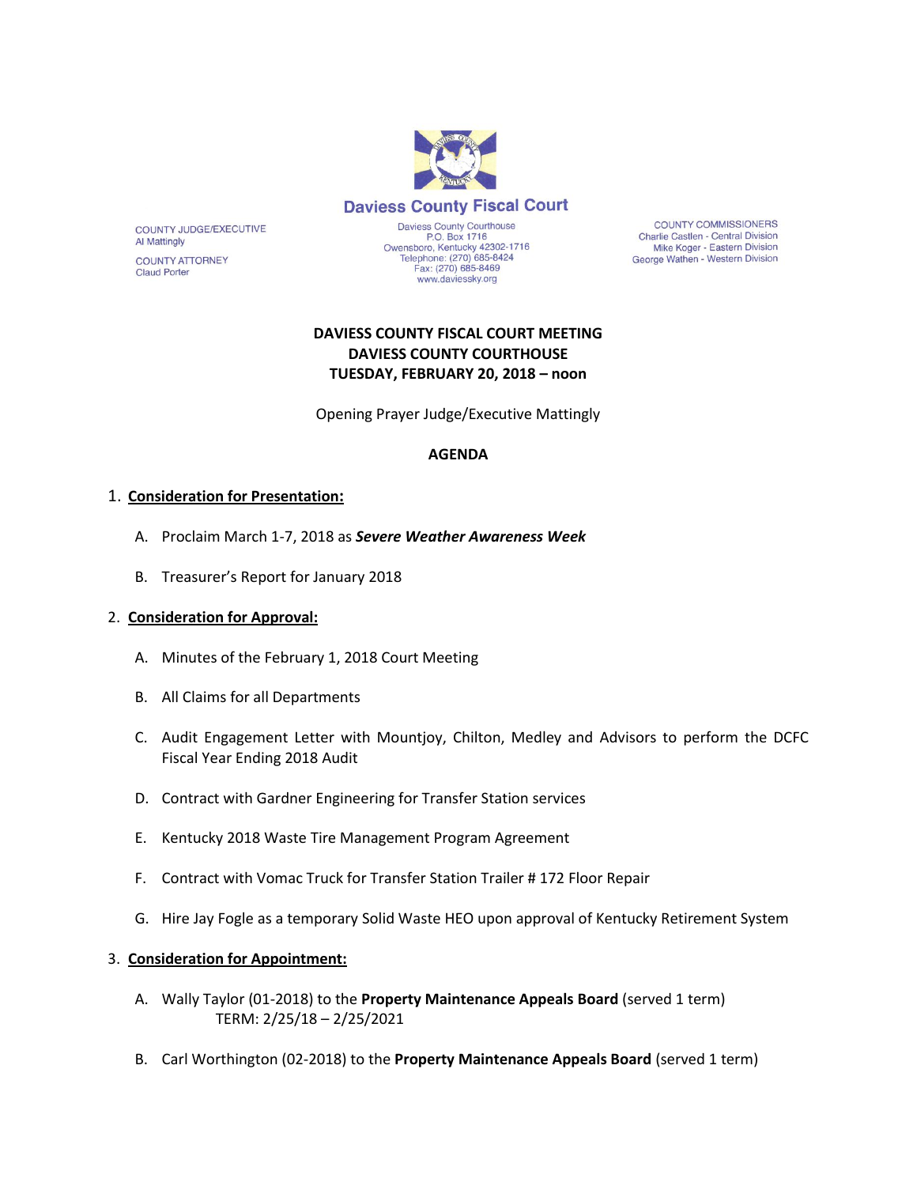Daviess County Fiscal Court

COUNTY JUDGE/EXECUTIVE
Al Mattingly

COUNTY ATTORNEY
Claud Porter

Daviess County Courthouse
P.O. Box 1716
Owensboro, Kentucky 42302-1716
Telephone: (270) 685-8424
Fax: (270) 685-8469
www.daviessky.org

COUNTY COMMISSIONERS
Charlie Castlen - Central Division
Mike Koger - Eastern Division
George Wathen - Western Division

**DAVIESS COUNTY FISCAL COURT MEETING**
**DAVIESS COUNTY COURTHOUSE**
**TUESDAY, FEBRUARY 20, 2018 – noon**

Opening Prayer Judge/Executive Mattingly

**AGENDA**

1. **Consideration for Presentation:**

   A. Proclaim March 1-7, 2018 as ***Severe Weather Awareness Week***

   B. Treasurer's Report for January 2018

2. **Consideration for Approval:**

   A. Minutes of the February 1, 2018 Court Meeting

   B. All Claims for all Departments

   C. Audit Engagement Letter with Mountjoy, Chilton, Medley and Advisors to perform the DCFC Fiscal Year Ending 2018 Audit

   D. Contract with Gardner Engineering for Transfer Station services

   E. Kentucky 2018 Waste Tire Management Program Agreement

   F. Contract with Vomac Truck for Transfer Station Trailer # 172 Floor Repair

   G. Hire Jay Fogle as a temporary Solid Waste HEO upon approval of Kentucky Retirement System

3. **Consideration for Appointment:**

   A. Wally Taylor (01-2018) to the **Property Maintenance Appeals Board** (served 1 term)
      TERM: 2/25/18 – 2/25/2021

   B. Carl Worthington (02-2018) to the **Property Maintenance Appeals Board** (served 1 term)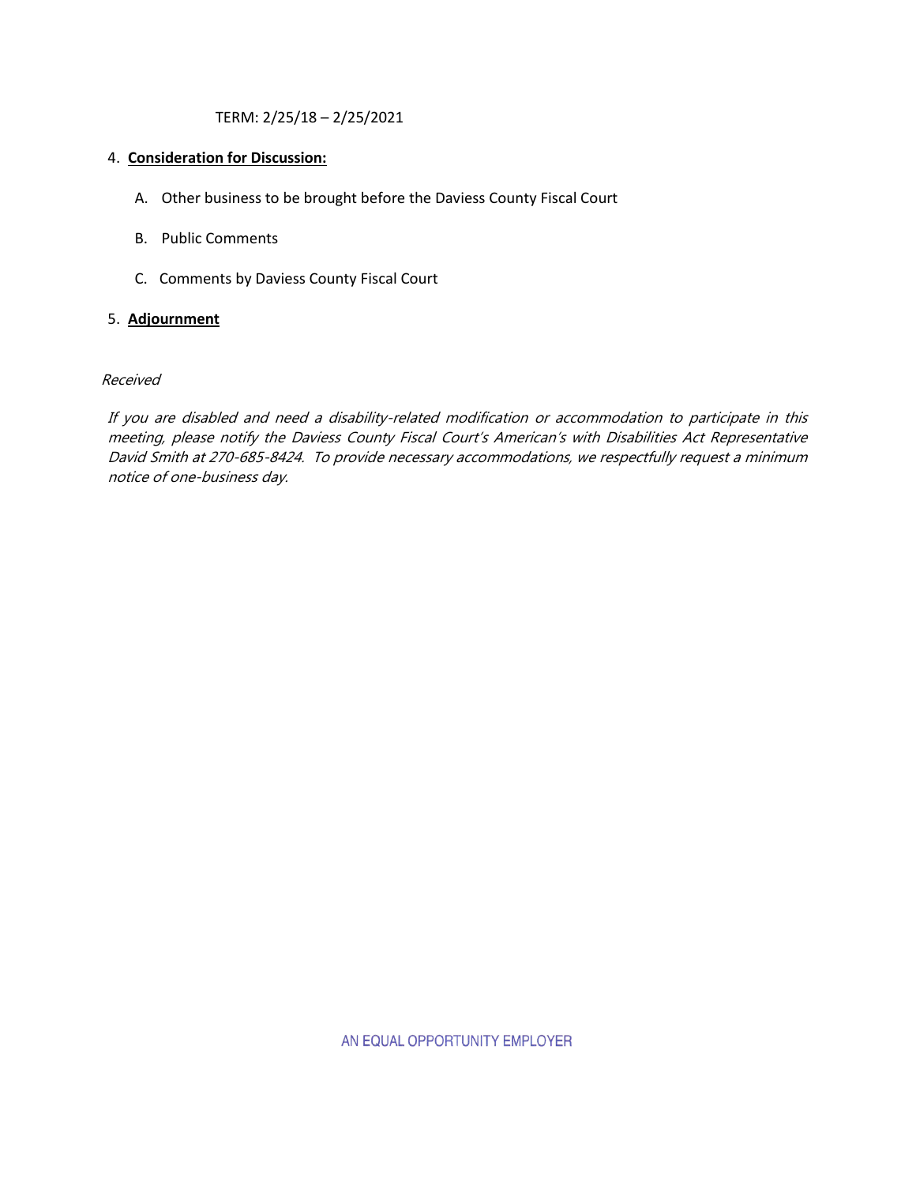TERM: 2/25/18 – 2/25/2021

4. **Consideration for Discussion:**

   A. Other business to be brought before the Daviess County Fiscal Court

   B. Public Comments

   C. Comments by Daviess County Fiscal Court

5. **Adjournment**

*Received*

*If you are disabled and need a disability-related modification or accommodation to participate in this meeting, please notify the Daviess County Fiscal Court's American's with Disabilities Act Representative David Smith at 270-685-8424. To provide necessary accommodations, we respectfully request a minimum notice of one-business day.*

AN EQUAL OPPORTUNITY EMPLOYER